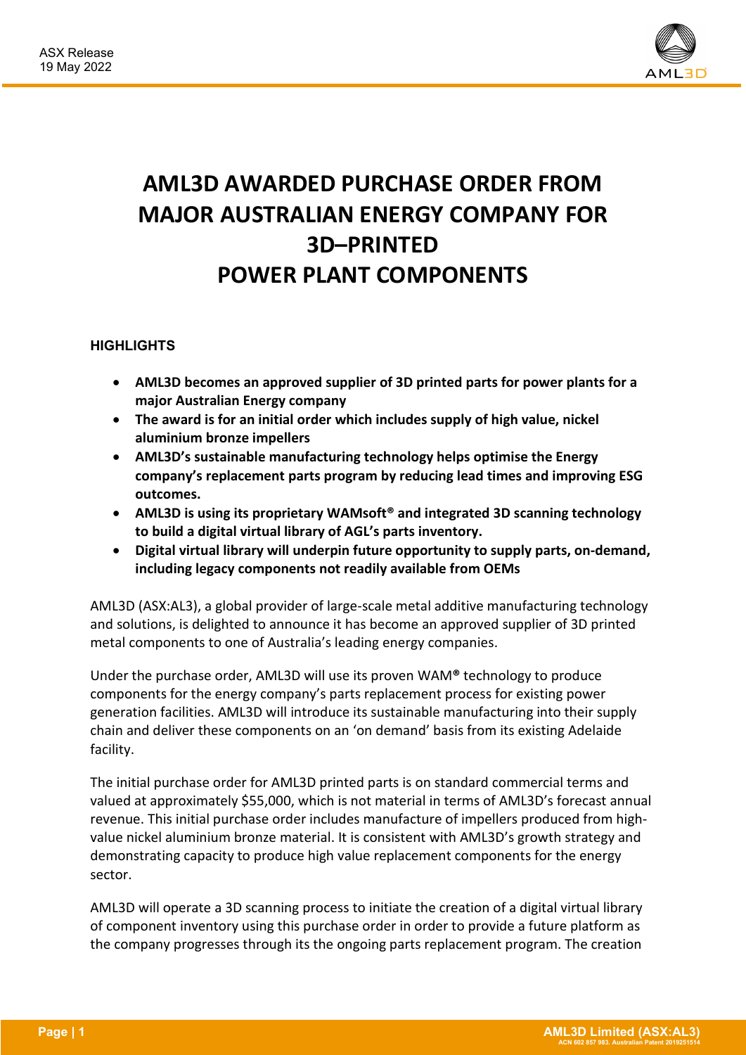ASX Release
19 May 2022

# AML3D AWARDED PURCHASE ORDER FROM MAJOR AUSTRALIAN ENERGY COMPANY FOR 3D–PRINTED POWER PLANT COMPONENTS

## HIGHLIGHTS

- **AML3D becomes an approved supplier of 3D printed parts for power plants for a major Australian Energy company**
- **The award is for an initial order which includes supply of high value, nickel aluminium bronze impellers**
- **AML3D's sustainable manufacturing technology helps optimise the Energy company's replacement parts program by reducing lead times and improving ESG outcomes.**
- **AML3D is using its proprietary WAMsoft® and integrated 3D scanning technology to build a digital virtual library of AGL's parts inventory.**
- **Digital virtual library will underpin future opportunity to supply parts, on-demand, including legacy components not readily available from OEMs**

AML3D (ASX:AL3), a global provider of large-scale metal additive manufacturing technology and solutions, is delighted to announce it has become an approved supplier of 3D printed metal components to one of Australia's leading energy companies.

Under the purchase order, AML3D will use its proven WAM® technology to produce components for the energy company's parts replacement process for existing power generation facilities. AML3D will introduce its sustainable manufacturing into their supply chain and deliver these components on an 'on demand' basis from its existing Adelaide facility.

The initial purchase order for AML3D printed parts is on standard commercial terms and valued at approximately $55,000, which is not material in terms of AML3D's forecast annual revenue. This initial purchase order includes manufacture of impellers produced from high-value nickel aluminium bronze material. It is consistent with AML3D's growth strategy and demonstrating capacity to produce high value replacement components for the energy sector.

AML3D will operate a 3D scanning process to initiate the creation of a digital virtual library of component inventory using this purchase order in order to provide a future platform as the company progresses through its the ongoing parts replacement program. The creation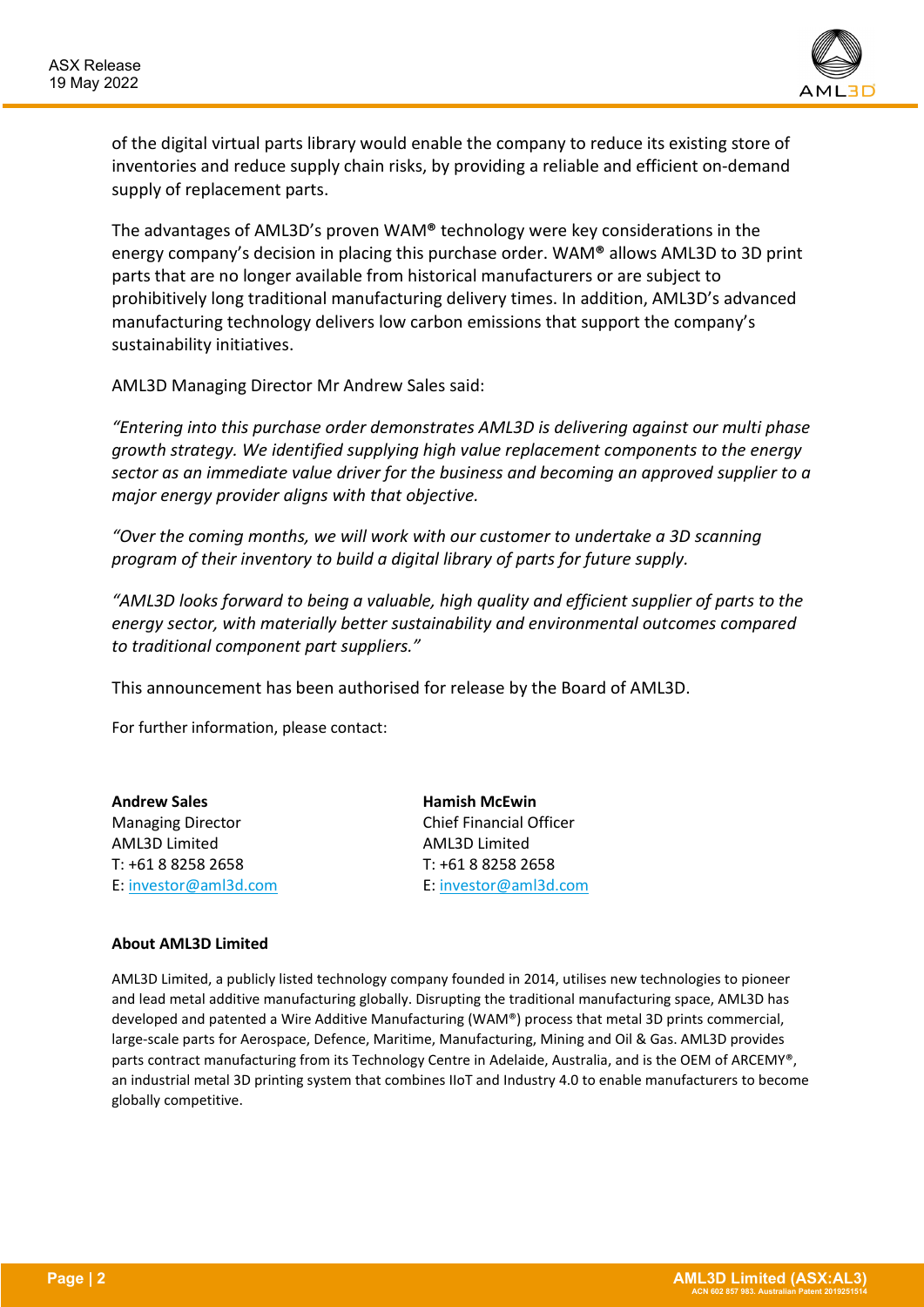of the digital virtual parts library would enable the company to reduce its existing store of inventories and reduce supply chain risks, by providing a reliable and efficient on-demand supply of replacement parts.

The advantages of AML3D's proven WAM® technology were key considerations in the energy company's decision in placing this purchase order. WAM® allows AML3D to 3D print parts that are no longer available from historical manufacturers or are subject to prohibitively long traditional manufacturing delivery times. In addition, AML3D's advanced manufacturing technology delivers low carbon emissions that support the company's sustainability initiatives.

AML3D Managing Director Mr Andrew Sales said:

*"Entering into this purchase order demonstrates AML3D is delivering against our multi phase growth strategy. We identified supplying high value replacement components to the energy sector as an immediate value driver for the business and becoming an approved supplier to a major energy provider aligns with that objective.*

*"Over the coming months, we will work with our customer to undertake a 3D scanning program of their inventory to build a digital library of parts for future supply.*

*"AML3D looks forward to being a valuable, high quality and efficient supplier of parts to the energy sector, with materially better sustainability and environmental outcomes compared to traditional component part suppliers."*

This announcement has been authorised for release by the Board of AML3D.

For further information, please contact:

**Andrew Sales**
Managing Director
AML3D Limited
T: +61 8 8258 2658
E: investor@aml3d.com

**Hamish McEwin**
Chief Financial Officer
AML3D Limited
T: +61 8 8258 2658
E: investor@aml3d.com

**About AML3D Limited**

AML3D Limited, a publicly listed technology company founded in 2014, utilises new technologies to pioneer and lead metal additive manufacturing globally. Disrupting the traditional manufacturing space, AML3D has developed and patented a Wire Additive Manufacturing (WAM®) process that metal 3D prints commercial, large-scale parts for Aerospace, Defence, Maritime, Manufacturing, Mining and Oil & Gas. AML3D provides parts contract manufacturing from its Technology Centre in Adelaide, Australia, and is the OEM of ARCEMY®, an industrial metal 3D printing system that combines IIoT and Industry 4.0 to enable manufacturers to become globally competitive.